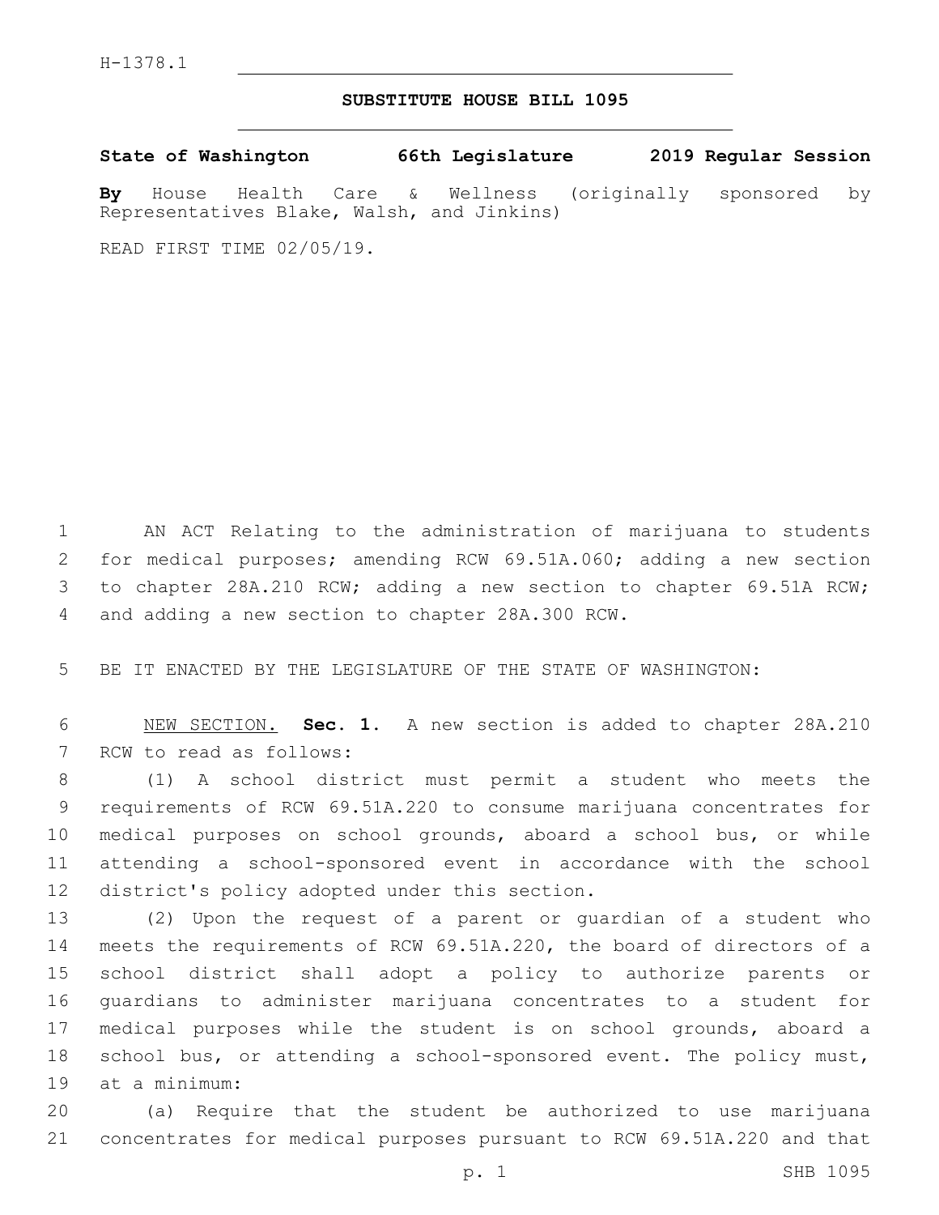H-1378.1

## SUBSTITUTE HOUSE BILL 1095

**State of Washington 66th Legislature 2019 Regular Session**

**By** House Health Care & Wellness (originally sponsored by Representatives Blake, Walsh, and Jinkins)

READ FIRST TIME 02/05/19.

AN ACT Relating to the administration of marijuana to students for medical purposes; amending RCW 69.51A.060; adding a new section to chapter 28A.210 RCW; adding a new section to chapter 69.51A RCW; and adding a new section to chapter 28A.300 RCW.

BE IT ENACTED BY THE LEGISLATURE OF THE STATE OF WASHINGTON:

NEW SECTION. **Sec. 1.** A new section is added to chapter 28A.210 RCW to read as follows:

(1) A school district must permit a student who meets the requirements of RCW 69.51A.220 to consume marijuana concentrates for medical purposes on school grounds, aboard a school bus, or while attending a school-sponsored event in accordance with the school district's policy adopted under this section.

(2) Upon the request of a parent or guardian of a student who meets the requirements of RCW 69.51A.220, the board of directors of a school district shall adopt a policy to authorize parents or guardians to administer marijuana concentrates to a student for medical purposes while the student is on school grounds, aboard a school bus, or attending a school-sponsored event. The policy must, at a minimum:

(a) Require that the student be authorized to use marijuana concentrates for medical purposes pursuant to RCW 69.51A.220 and that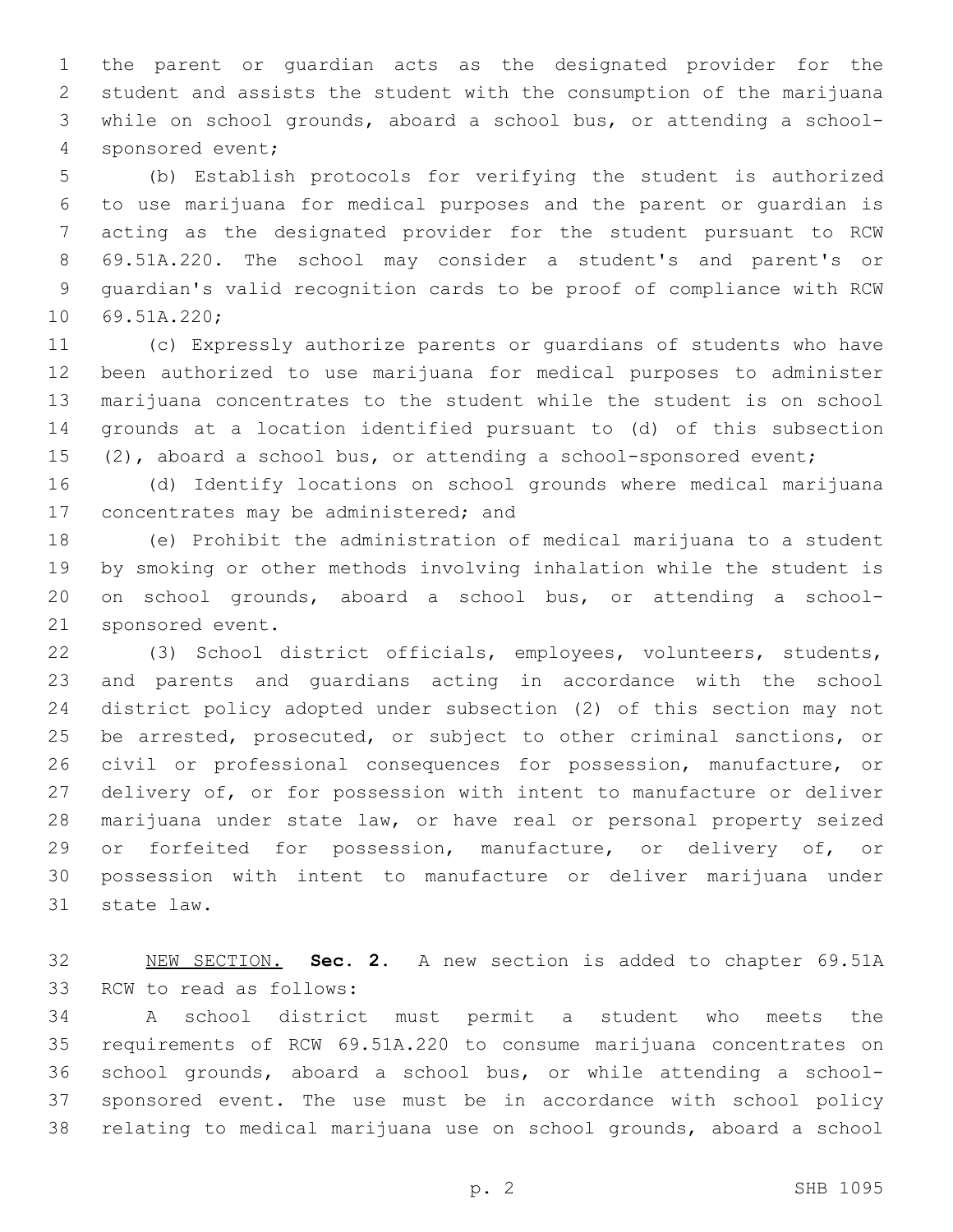the parent or guardian acts as the designated provider for the student and assists the student with the consumption of the marijuana while on school grounds, aboard a school bus, or attending a school-sponsored event;

(b) Establish protocols for verifying the student is authorized to use marijuana for medical purposes and the parent or guardian is acting as the designated provider for the student pursuant to RCW 69.51A.220. The school may consider a student's and parent's or guardian's valid recognition cards to be proof of compliance with RCW 69.51A.220;

(c) Expressly authorize parents or guardians of students who have been authorized to use marijuana for medical purposes to administer marijuana concentrates to the student while the student is on school grounds at a location identified pursuant to (d) of this subsection (2), aboard a school bus, or attending a school-sponsored event;

(d) Identify locations on school grounds where medical marijuana concentrates may be administered; and

(e) Prohibit the administration of medical marijuana to a student by smoking or other methods involving inhalation while the student is on school grounds, aboard a school bus, or attending a school-sponsored event.

(3) School district officials, employees, volunteers, students, and parents and guardians acting in accordance with the school district policy adopted under subsection (2) of this section may not be arrested, prosecuted, or subject to other criminal sanctions, or civil or professional consequences for possession, manufacture, or delivery of, or for possession with intent to manufacture or deliver marijuana under state law, or have real or personal property seized or forfeited for possession, manufacture, or delivery of, or possession with intent to manufacture or deliver marijuana under state law.

NEW SECTION. **Sec. 2.** A new section is added to chapter 69.51A RCW to read as follows:

A school district must permit a student who meets the requirements of RCW 69.51A.220 to consume marijuana concentrates on school grounds, aboard a school bus, or while attending a school-sponsored event. The use must be in accordance with school policy relating to medical marijuana use on school grounds, aboard a school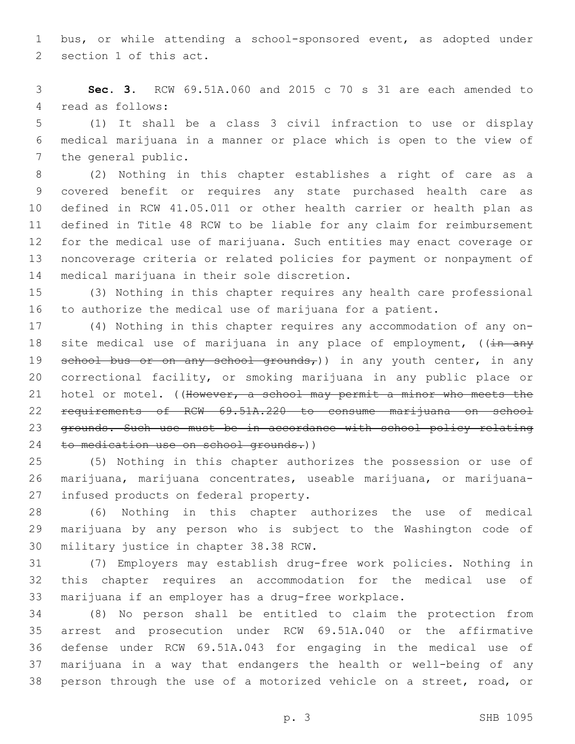bus, or while attending a school-sponsored event, as adopted under section 1 of this act.

**Sec. 3.** RCW 69.51A.060 and 2015 c 70 s 31 are each amended to read as follows:

(1) It shall be a class 3 civil infraction to use or display medical marijuana in a manner or place which is open to the view of the general public.

(2) Nothing in this chapter establishes a right of care as a covered benefit or requires any state purchased health care as defined in RCW 41.05.011 or other health carrier or health plan as defined in Title 48 RCW to be liable for any claim for reimbursement for the medical use of marijuana. Such entities may enact coverage or noncoverage criteria or related policies for payment or nonpayment of medical marijuana in their sole discretion.

(3) Nothing in this chapter requires any health care professional to authorize the medical use of marijuana for a patient.

(4) Nothing in this chapter requires any accommodation of any on-site medical use of marijuana in any place of employment, ((~~in any school bus or on any school grounds,~~)) in any youth center, in any correctional facility, or smoking marijuana in any public place or hotel or motel. ((~~However, a school may permit a minor who meets the requirements of RCW 69.51A.220 to consume marijuana on school grounds. Such use must be in accordance with school policy relating to medication use on school grounds.~~))

(5) Nothing in this chapter authorizes the possession or use of marijuana, marijuana concentrates, useable marijuana, or marijuana-infused products on federal property.

(6) Nothing in this chapter authorizes the use of medical marijuana by any person who is subject to the Washington code of military justice in chapter 38.38 RCW.

(7) Employers may establish drug-free work policies. Nothing in this chapter requires an accommodation for the medical use of marijuana if an employer has a drug-free workplace.

(8) No person shall be entitled to claim the protection from arrest and prosecution under RCW 69.51A.040 or the affirmative defense under RCW 69.51A.043 for engaging in the medical use of marijuana in a way that endangers the health or well-being of any person through the use of a motorized vehicle on a street, road, or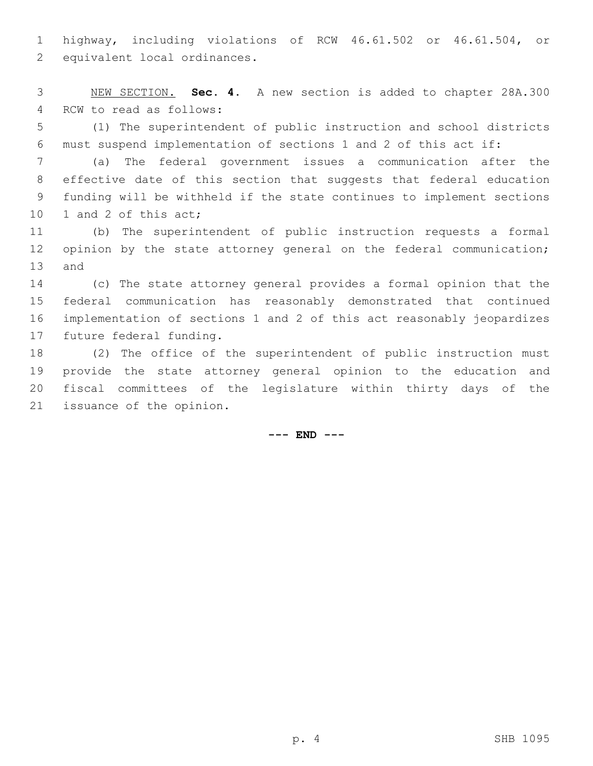highway, including violations of RCW 46.61.502 or 46.61.504, or equivalent local ordinances.

NEW SECTION. **Sec. 4.** A new section is added to chapter 28A.300 RCW to read as follows:

(1) The superintendent of public instruction and school districts must suspend implementation of sections 1 and 2 of this act if:

(a) The federal government issues a communication after the effective date of this section that suggests that federal education funding will be withheld if the state continues to implement sections 1 and 2 of this act;

(b) The superintendent of public instruction requests a formal opinion by the state attorney general on the federal communication; and

(c) The state attorney general provides a formal opinion that the federal communication has reasonably demonstrated that continued implementation of sections 1 and 2 of this act reasonably jeopardizes future federal funding.

(2) The office of the superintendent of public instruction must provide the state attorney general opinion to the education and fiscal committees of the legislature within thirty days of the issuance of the opinion.

**--- END ---**